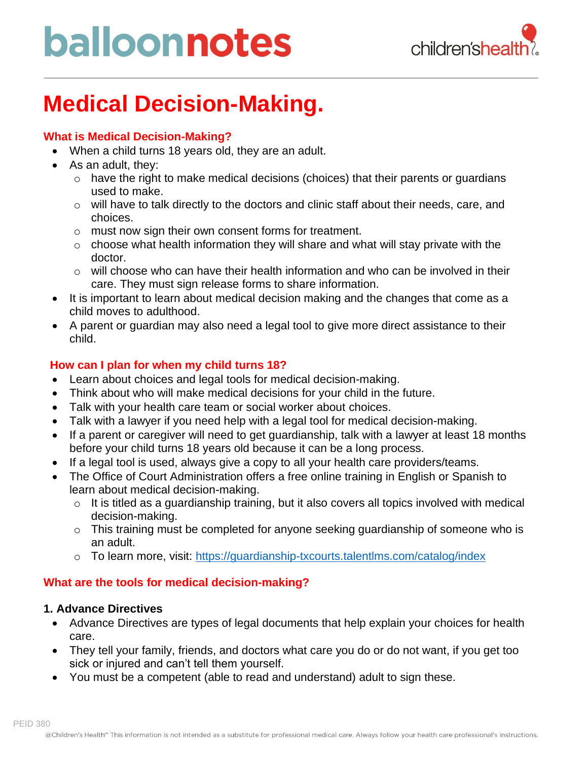# Medical Decision-Making.

## What is Medical Decision-Making?

- When a child turns 18 years old, they are an adult.
- As an adult, they:
  - have the right to make medical decisions (choices) that their parents or guardians used to make.
  - will have to talk directly to the doctors and clinic staff about their needs, care, and choices.
  - must now sign their own consent forms for treatment.
  - choose what health information they will share and what will stay private with the doctor.
  - will choose who can have their health information and who can be involved in their care. They must sign release forms to share information.
- It is important to learn about medical decision making and the changes that come as a child moves to adulthood.
- A parent or guardian may also need a legal tool to give more direct assistance to their child.

## How can I plan for when my child turns 18?

- Learn about choices and legal tools for medical decision-making.
- Think about who will make medical decisions for your child in the future.
- Talk with your health care team or social worker about choices.
- Talk with a lawyer if you need help with a legal tool for medical decision-making.
- If a parent or caregiver will need to get guardianship, talk with a lawyer at least 18 months before your child turns 18 years old because it can be a long process.
- If a legal tool is used, always give a copy to all your health care providers/teams.
- The Office of Court Administration offers a free online training in English or Spanish to learn about medical decision-making.
  - It is titled as a guardianship training, but it also covers all topics involved with medical decision-making.
  - This training must be completed for anyone seeking guardianship of someone who is an adult.
  - To learn more, visit: https://guardianship-txcourts.talentlms.com/catalog/index

## What are the tools for medical decision-making?

### 1. Advance Directives

- Advance Directives are types of legal documents that help explain your choices for health care.
- They tell your family, friends, and doctors what care you do or do not want, if you get too sick or injured and can't tell them yourself.
- You must be a competent (able to read and understand) adult to sign these.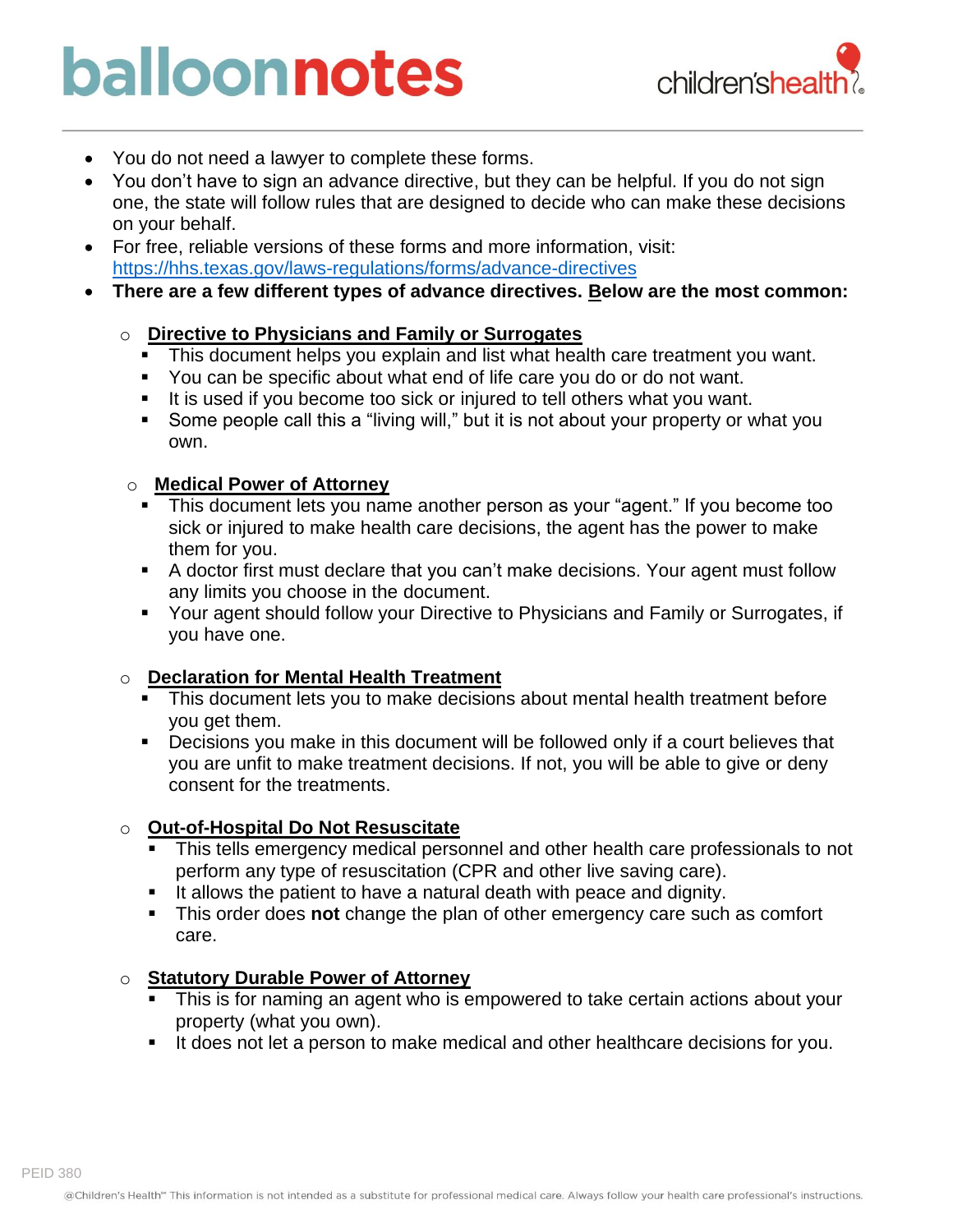- You do not need a lawyer to complete these forms.
- You don't have to sign an advance directive, but they can be helpful. If you do not sign one, the state will follow rules that are designed to decide who can make these decisions on your behalf.
- For free, reliable versions of these forms and more information, visit: [https://hhs.texas.gov/laws-regulations/forms/advance-directives](https://hhs.texas.gov/laws-regulations/forms/advance-directives)
- **There are a few different types of advance directives. Below are the most common:**
  - **Directive to Physicians and Family or Surrogates**
    - This document helps you explain and list what health care treatment you want.
    - You can be specific about what end of life care you do or do not want.
    - It is used if you become too sick or injured to tell others what you want.
    - Some people call this a "living will," but it is not about your property or what you own.
  - **Medical Power of Attorney**
    - This document lets you name another person as your "agent." If you become too sick or injured to make health care decisions, the agent has the power to make them for you.
    - A doctor first must declare that you can't make decisions. Your agent must follow any limits you choose in the document.
    - Your agent should follow your Directive to Physicians and Family or Surrogates, if you have one.
  - **Declaration for Mental Health Treatment**
    - This document lets you to make decisions about mental health treatment before you get them.
    - Decisions you make in this document will be followed only if a court believes that you are unfit to make treatment decisions. If not, you will be able to give or deny consent for the treatments.
  - **Out-of-Hospital Do Not Resuscitate**
    - This tells emergency medical personnel and other health care professionals to not perform any type of resuscitation (CPR and other live saving care).
    - It allows the patient to have a natural death with peace and dignity.
    - This order does **not** change the plan of other emergency care such as comfort care.
  - **Statutory Durable Power of Attorney**
    - This is for naming an agent who is empowered to take certain actions about your property (what you own).
    - It does not let a person to make medical and other healthcare decisions for you.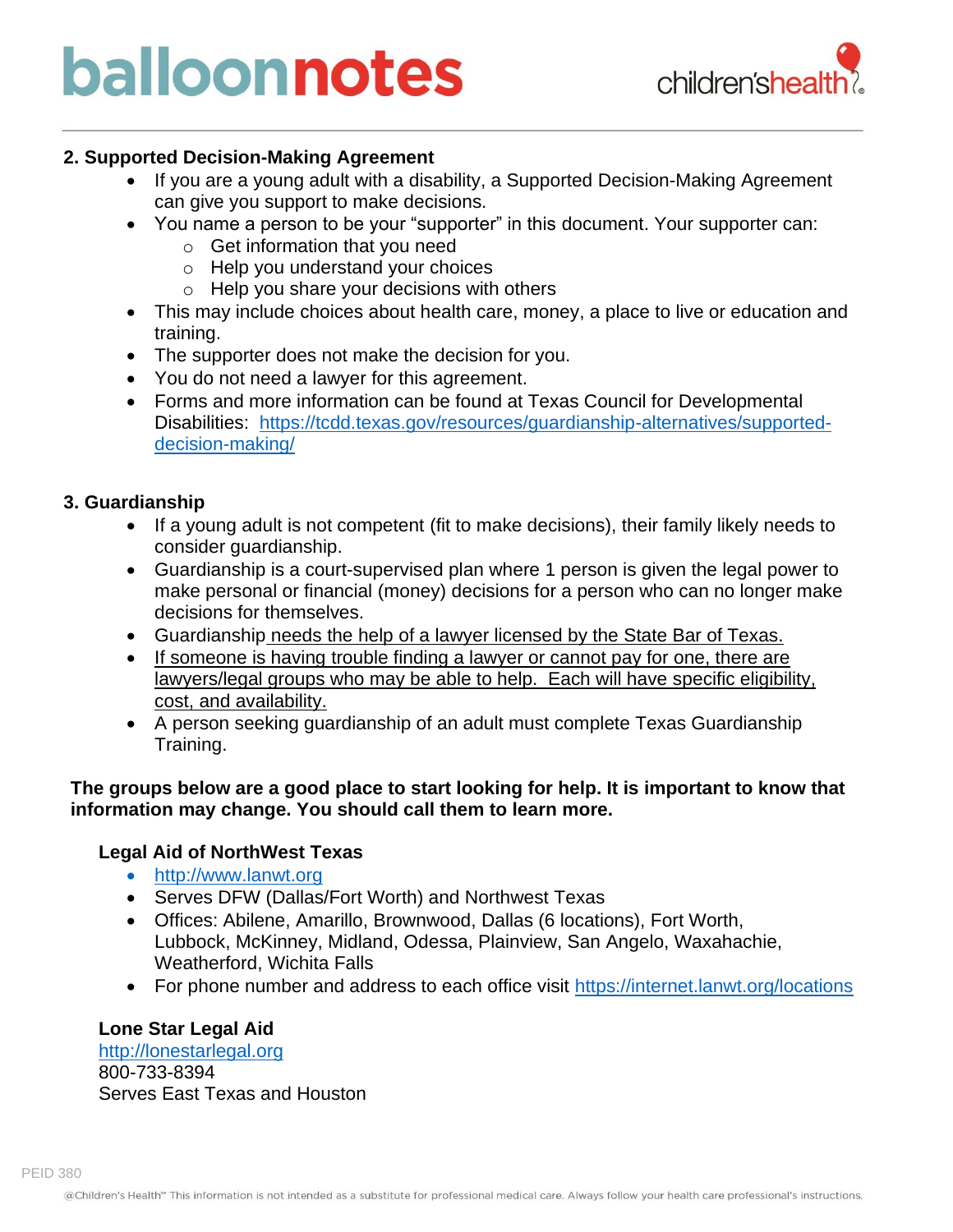### 2. Supported Decision-Making Agreement

- If you are a young adult with a disability, a Supported Decision-Making Agreement can give you support to make decisions.
- You name a person to be your "supporter" in this document. Your supporter can:
  - Get information that you need
  - Help you understand your choices
  - Help you share your decisions with others
- This may include choices about health care, money, a place to live or education and training.
- The supporter does not make the decision for you.
- You do not need a lawyer for this agreement.
- Forms and more information can be found at Texas Council for Developmental Disabilities: https://tcdd.texas.gov/resources/guardianship-alternatives/supported-decision-making/

### 3. Guardianship

- If a young adult is not competent (fit to make decisions), their family likely needs to consider guardianship.
- Guardianship is a court-supervised plan where 1 person is given the legal power to make personal or financial (money) decisions for a person who can no longer make decisions for themselves.
- Guardianship needs the help of a lawyer licensed by the State Bar of Texas.
- If someone is having trouble finding a lawyer or cannot pay for one, there are lawyers/legal groups who may be able to help. Each will have specific eligibility, cost, and availability.
- A person seeking guardianship of an adult must complete Texas Guardianship Training.

**The groups below are a good place to start looking for help. It is important to know that information may change. You should call them to learn more.**

#### Legal Aid of NorthWest Texas

- http://www.lanwt.org
- Serves DFW (Dallas/Fort Worth) and Northwest Texas
- Offices: Abilene, Amarillo, Brownwood, Dallas (6 locations), Fort Worth, Lubbock, McKinney, Midland, Odessa, Plainview, San Angelo, Waxahachie, Weatherford, Wichita Falls
- For phone number and address to each office visit https://internet.lanwt.org/locations

#### Lone Star Legal Aid

http://lonestarlegal.org
800-733-8394
Serves East Texas and Houston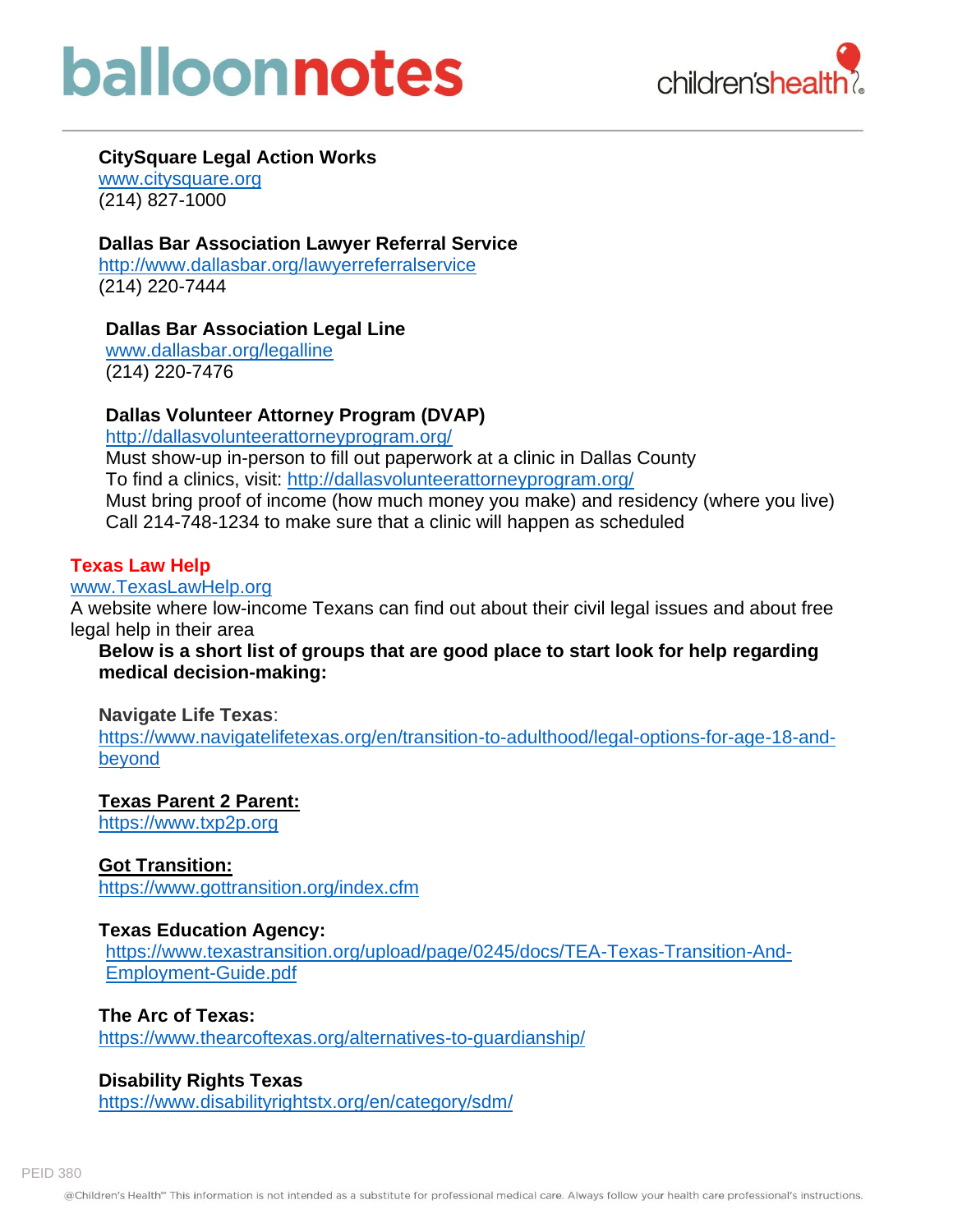**CitySquare Legal Action Works**
www.citysquare.org
(214) 827-1000

**Dallas Bar Association Lawyer Referral Service**
http://www.dallasbar.org/lawyerreferralservice
(214) 220-7444

**Dallas Bar Association Legal Line**
www.dallasbar.org/legalline
(214) 220-7476

**Dallas Volunteer Attorney Program (DVAP)**
http://dallasvolunteerattorneyprogram.org/
Must show-up in-person to fill out paperwork at a clinic in Dallas County
To find a clinics, visit: http://dallasvolunteerattorneyprogram.org/
Must bring proof of income (how much money you make) and residency (where you live)
Call 214-748-1234 to make sure that a clinic will happen as scheduled

**Texas Law Help**
www.TexasLawHelp.org
A website where low-income Texans can find out about their civil legal issues and about free legal help in their area

**Below is a short list of groups that are good place to start look for help regarding medical decision-making:**

**Navigate Life Texas**:
https://www.navigatelifetexas.org/en/transition-to-adulthood/legal-options-for-age-18-and-beyond

**Texas Parent 2 Parent:**
https://www.txp2p.org

**Got Transition:**
https://www.gottransition.org/index.cfm

**Texas Education Agency:**
https://www.texastransition.org/upload/page/0245/docs/TEA-Texas-Transition-And-Employment-Guide.pdf

**The Arc of Texas:**
https://www.thearcoftexas.org/alternatives-to-guardianship/

**Disability Rights Texas**
https://www.disabilityrightstx.org/en/category/sdm/

PEID 380

@Children's Health℠ This information is not intended as a substitute for professional medical care. Always follow your health care professional's instructions.